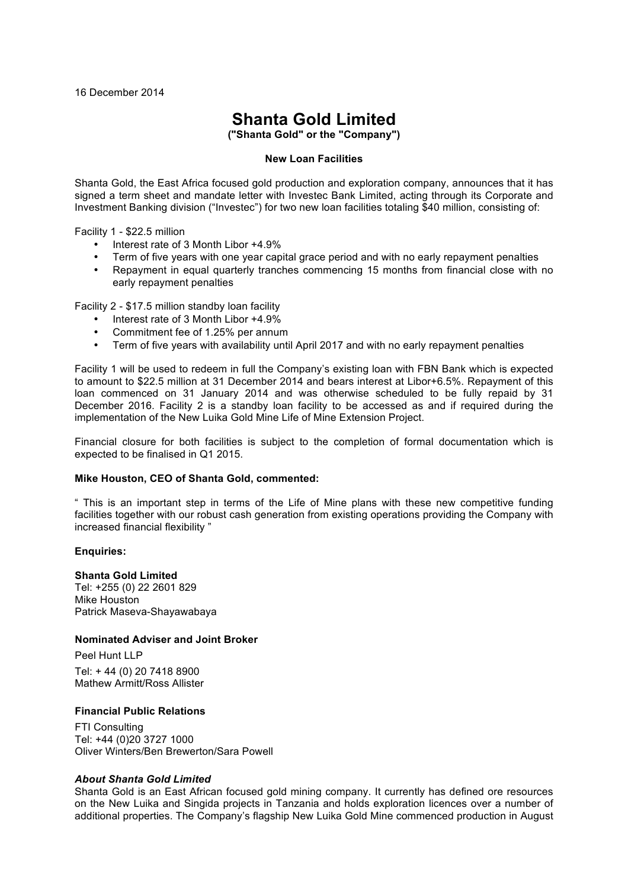16 December 2014

# Shanta Gold Limited

**("Shanta Gold" or the "Company")**

**New Loan Facilities**

Shanta Gold, the East Africa focused gold production and exploration company, announces that it has signed a term sheet and mandate letter with Investec Bank Limited, acting through its Corporate and Investment Banking division ("Investec") for two new loan facilities totaling $40 million, consisting of:

Facility 1 - $22.5 million

- Interest rate of 3 Month Libor +4.9%
- Term of five years with one year capital grace period and with no early repayment penalties
- Repayment in equal quarterly tranches commencing 15 months from financial close with no early repayment penalties

Facility 2 - $17.5 million standby loan facility

- Interest rate of 3 Month Libor +4.9%
- Commitment fee of 1.25% per annum
- Term of five years with availability until April 2017 and with no early repayment penalties

Facility 1 will be used to redeem in full the Company's existing loan with FBN Bank which is expected to amount to $22.5 million at 31 December 2014 and bears interest at Libor+6.5%. Repayment of this loan commenced on 31 January 2014 and was otherwise scheduled to be fully repaid by 31 December 2016. Facility 2 is a standby loan facility to be accessed as and if required during the implementation of the New Luika Gold Mine Life of Mine Extension Project.

Financial closure for both facilities is subject to the completion of formal documentation which is expected to be finalised in Q1 2015.

**Mike Houston, CEO of Shanta Gold, commented:**

" This is an important step in terms of the Life of Mine plans with these new competitive funding facilities together with our robust cash generation from existing operations providing the Company with increased financial flexibility "

**Enquiries:**

**Shanta Gold Limited**
Tel: +255 (0) 22 2601 829
Mike Houston
Patrick Maseva-Shayawabaya

**Nominated Adviser and Joint Broker**

Peel Hunt LLP
Tel: + 44 (0) 20 7418 8900
Mathew Armitt/Ross Allister

**Financial Public Relations**

FTI Consulting
Tel: +44 (0)20 3727 1000
Oliver Winters/Ben Brewerton/Sara Powell

***About Shanta Gold Limited***

Shanta Gold is an East African focused gold mining company. It currently has defined ore resources on the New Luika and Singida projects in Tanzania and holds exploration licences over a number of additional properties. The Company's flagship New Luika Gold Mine commenced production in August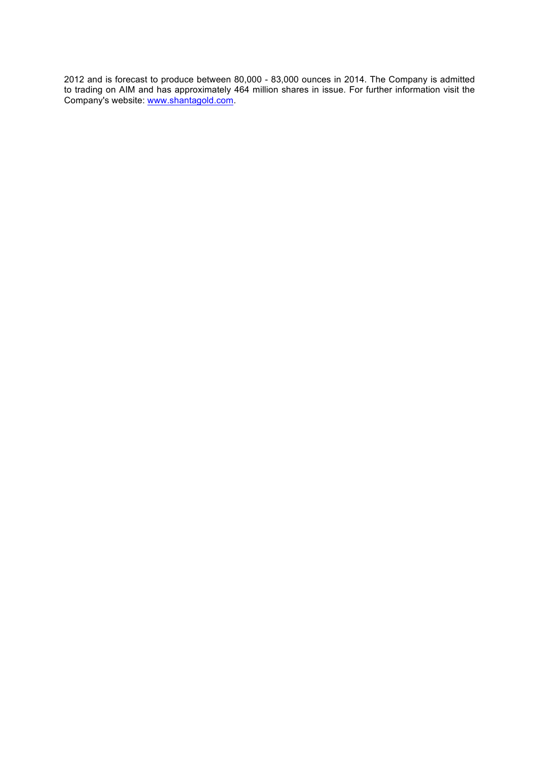2012 and is forecast to produce between 80,000 - 83,000 ounces in 2014. The Company is admitted to trading on AIM and has approximately 464 million shares in issue. For further information visit the Company's website: [www.shantagold.com](http://www.shantagold.com).